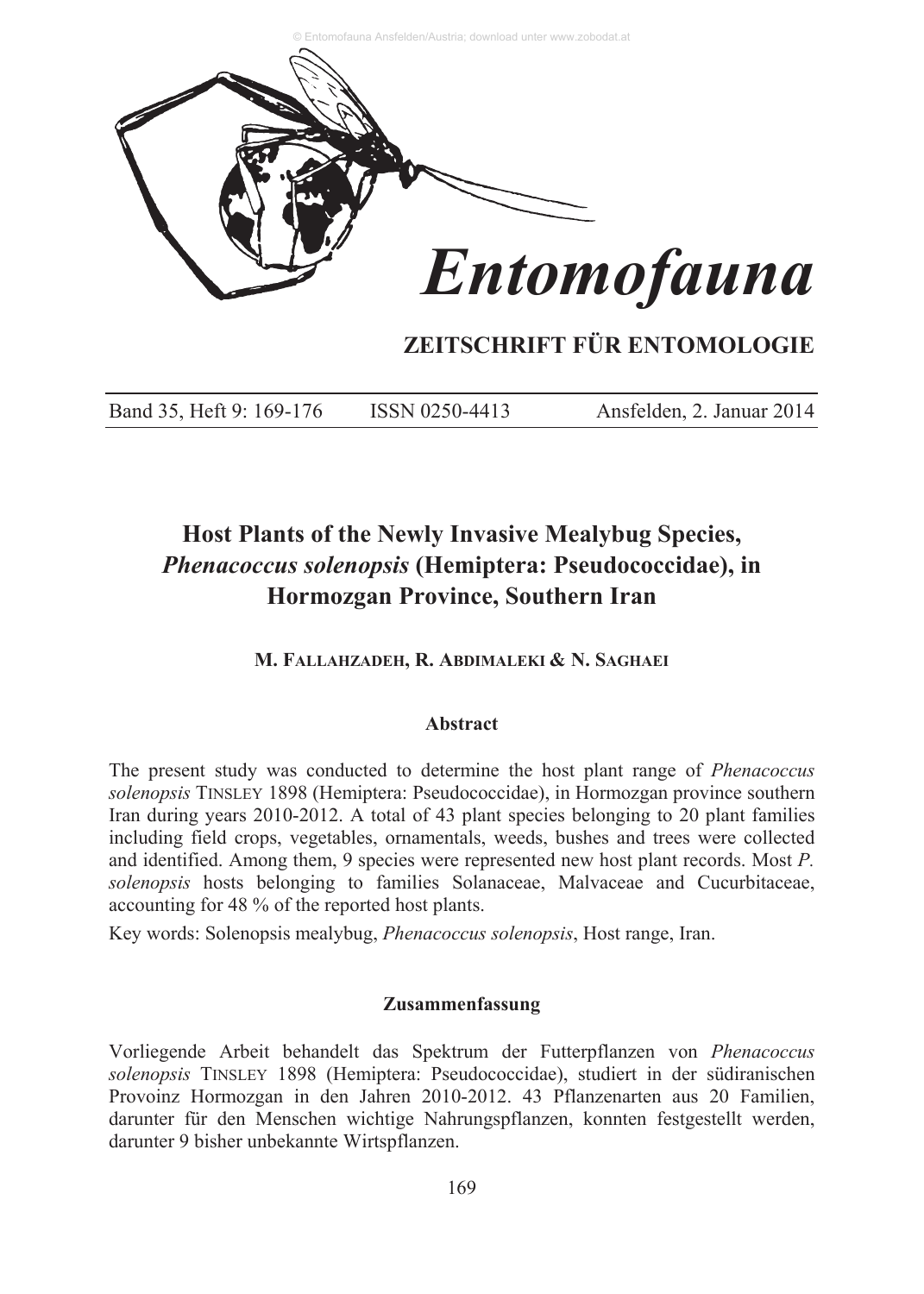# Entomofauna

## ZEITSCHRIFT FÜR ENTOMOLOGIE

Band 35, Heft 9: 169-176 ISSN 0250-4413 Ansfelden, 2. Januar 2014

# Host Plants of the Newly Invasive Mealybug Species, *Phenacoccus solenopsis* (Hemiptera: Pseudococcidae), in Hormozgan Province, Southern Iran

**M. FALLAHZADEH, R. ABDIMALEKI & N. SAGHAEI**

### Abstract

The present study was conducted to determine the host plant range of *Phenacoccus solenopsis* TINSLEY 1898 (Hemiptera: Pseudococcidae), in Hormozgan province southern Iran during years 2010-2012. A total of 43 plant species belonging to 20 plant families including field crops, vegetables, ornamentals, weeds, bushes and trees were collected and identified. Among them, 9 species were represented new host plant records. Most *P. solenopsis* hosts belonging to families Solanaceae, Malvaceae and Cucurbitaceae, accounting for 48 % of the reported host plants.

Key words: Solenopsis mealybug, *Phenacoccus solenopsis*, Host range, Iran.

### Zusammenfassung

Vorliegende Arbeit behandelt das Spektrum der Futterpflanzen von *Phenacoccus solenopsis* TINSLEY 1898 (Hemiptera: Pseudococcidae), studiert in der südiranischen Provoinz Hormozgan in den Jahren 2010-2012. 43 Pflanzenarten aus 20 Familien, darunter für den Menschen wichtige Nahrungspflanzen, konnten festgestellt werden, darunter 9 bisher unbekannte Wirtspflanzen.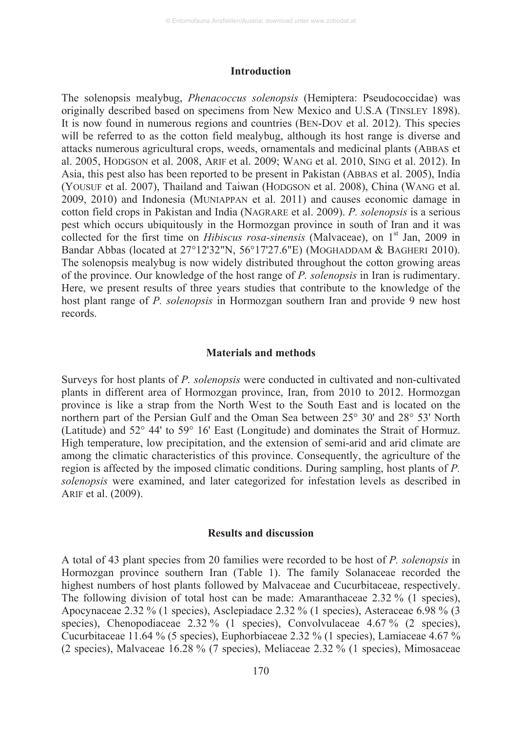## Introduction

The solenopsis mealybug, *Phenacoccus solenopsis* (Hemiptera: Pseudococcidae) was originally described based on specimens from New Mexico and U.S.A (TINSLEY 1898). It is now found in numerous regions and countries (BEN-DOV et al. 2012). This species will be referred to as the cotton field mealybug, although its host range is diverse and attacks numerous agricultural crops, weeds, ornamentals and medicinal plants (ABBAS et al. 2005, HODGSON et al. 2008, ARIF et al. 2009; WANG et al. 2010, SING et al. 2012). In Asia, this pest also has been reported to be present in Pakistan (ABBAS et al. 2005), India (YOUSUF et al. 2007), Thailand and Taiwan (HODGSON et al. 2008), China (WANG et al. 2009, 2010) and Indonesia (MUNIAPPAN et al. 2011) and causes economic damage in cotton field crops in Pakistan and India (NAGRARE et al. 2009). *P. solenopsis* is a serious pest which occurs ubiquitously in the Hormozgan province in south of Iran and it was collected for the first time on *Hibiscus rosa-sinensis* (Malvaceae), on 1st Jan, 2009 in Bandar Abbas (located at 27°12'32"N, 56°17'27.6"E) (MOGHADDAM & BAGHERI 2010). The solenopsis mealybug is now widely distributed throughout the cotton growing areas of the province. Our knowledge of the host range of *P. solenopsis* in Iran is rudimentary. Here, we present results of three years studies that contribute to the knowledge of the host plant range of *P. solenopsis* in Hormozgan southern Iran and provide 9 new host records.

## Materials and methods

Surveys for host plants of *P. solenopsis* were conducted in cultivated and non-cultivated plants in different area of Hormozgan province, Iran, from 2010 to 2012. Hormozgan province is like a strap from the North West to the South East and is located on the northern part of the Persian Gulf and the Oman Sea between 25° 30' and 28° 53' North (Latitude) and 52° 44' to 59° 16' East (Longitude) and dominates the Strait of Hormuz. High temperature, low precipitation, and the extension of semi-arid and arid climate are among the climatic characteristics of this province. Consequently, the agriculture of the region is affected by the imposed climatic conditions. During sampling, host plants of *P. solenopsis* were examined, and later categorized for infestation levels as described in ARIF et al. (2009).

## Results and discussion

A total of 43 plant species from 20 families were recorded to be host of *P. solenopsis* in Hormozgan province southern Iran (Table 1). The family Solanaceae recorded the highest numbers of host plants followed by Malvaceae and Cucurbitaceae, respectively. The following division of total host can be made: Amaranthaceae 2.32 % (1 species), Apocynaceae 2.32 % (1 species), Asclepiadace 2.32 % (1 species), Asteraceae 6.98 % (3 species), Chenopodiaceae 2.32 % (1 species), Convolvulaceae 4.67 % (2 species), Cucurbitaceae 11.64 % (5 species), Euphorbiaceae 2.32 % (1 species), Lamiaceae 4.67 % (2 species), Malvaceae 16.28 % (7 species), Meliaceae 2.32 % (1 species), Mimosaceae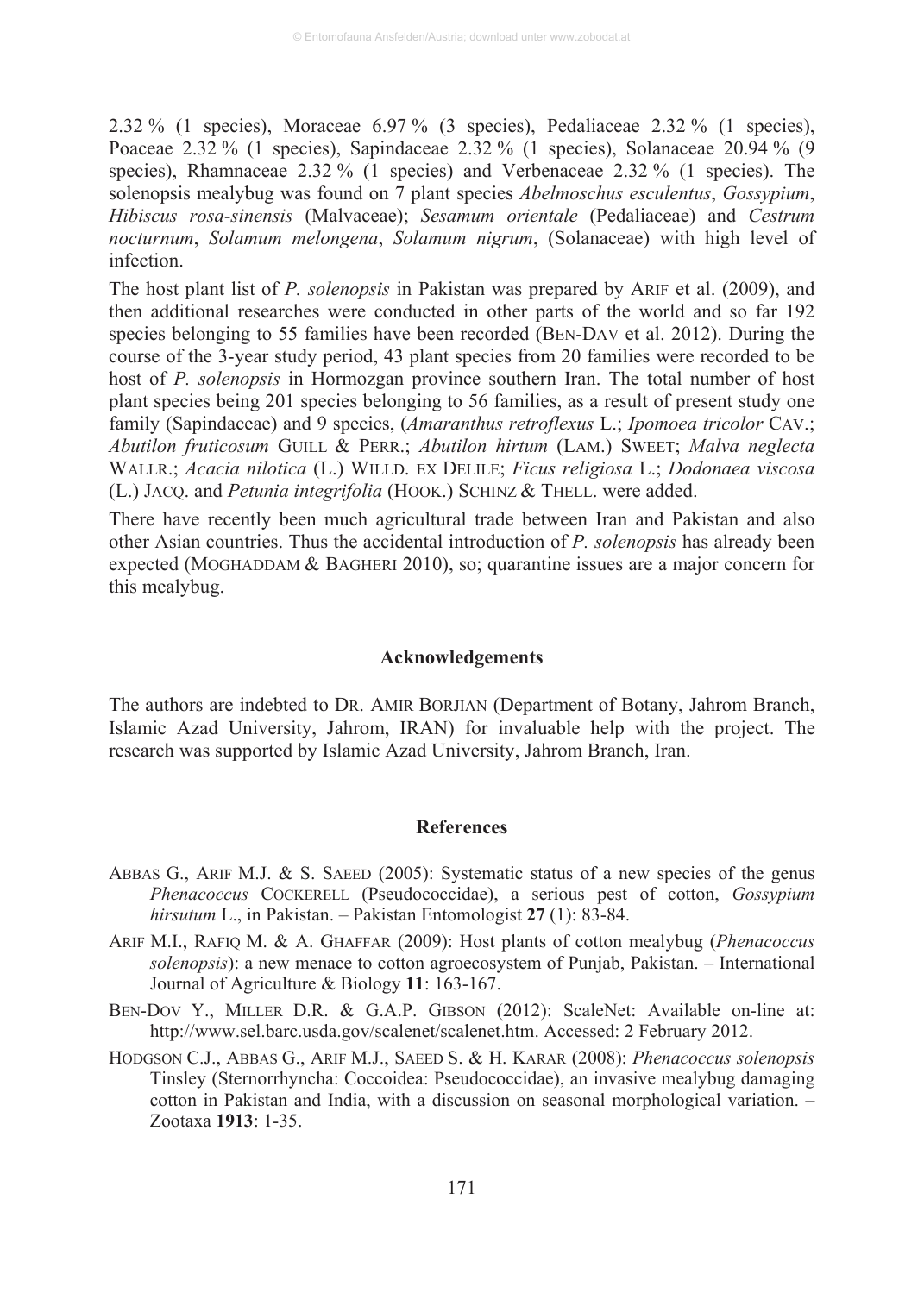2.32 % (1 species), Moraceae 6.97 % (3 species), Pedaliaceae 2.32 % (1 species), Poaceae 2.32 % (1 species), Sapindaceae 2.32 % (1 species), Solanaceae 20.94 % (9 species), Rhamnaceae 2.32 % (1 species) and Verbenaceae 2.32 % (1 species). The solenopsis mealybug was found on 7 plant species *Abelmoschus esculentus*, *Gossypium*, *Hibiscus rosa-sinensis* (Malvaceae); *Sesamum orientale* (Pedaliaceae) and *Cestrum nocturnum*, *Solamum melongena*, *Solamum nigrum*, (Solanaceae) with high level of infection.

The host plant list of *P. solenopsis* in Pakistan was prepared by ARIF et al. (2009), and then additional researches were conducted in other parts of the world and so far 192 species belonging to 55 families have been recorded (BEN-DAV et al. 2012). During the course of the 3-year study period, 43 plant species from 20 families were recorded to be host of *P. solenopsis* in Hormozgan province southern Iran. The total number of host plant species being 201 species belonging to 56 families, as a result of present study one family (Sapindaceae) and 9 species, (*Amaranthus retroflexus* L.; *Ipomoea tricolor* CAV.; *Abutilon fruticosum* GUILL & PERR.; *Abutilon hirtum* (LAM.) SWEET; *Malva neglecta* WALLR.; *Acacia nilotica* (L.) WILLD. EX DELILE; *Ficus religiosa* L.; *Dodonaea viscosa* (L.) JACQ. and *Petunia integrifolia* (HOOK.) SCHINZ & THELL. were added.

There have recently been much agricultural trade between Iran and Pakistan and also other Asian countries. Thus the accidental introduction of *P. solenopsis* has already been expected (MOGHADDAM & BAGHERI 2010), so; quarantine issues are a major concern for this mealybug.

## Acknowledgements

The authors are indebted to DR. AMIR BORJIAN (Department of Botany, Jahrom Branch, Islamic Azad University, Jahrom, IRAN) for invaluable help with the project. The research was supported by Islamic Azad University, Jahrom Branch, Iran.

## References

ABBAS G., ARIF M.J. & S. SAEED (2005): Systematic status of a new species of the genus *Phenacoccus* COCKERELL (Pseudococcidae), a serious pest of cotton, *Gossypium hirsutum* L., in Pakistan. – Pakistan Entomologist **27** (1): 83-84.

ARIF M.I., RAFIQ M. & A. GHAFFAR (2009): Host plants of cotton mealybug (*Phenacoccus solenopsis*): a new menace to cotton agroecosystem of Punjab, Pakistan. – International Journal of Agriculture & Biology **11**: 163-167.

BEN-DOV Y., MILLER D.R. & G.A.P. GIBSON (2012): ScaleNet: Available on-line at: http://www.sel.barc.usda.gov/scalenet/scalenet.htm. Accessed: 2 February 2012.

HODGSON C.J., ABBAS G., ARIF M.J., SAEED S. & H. KARAR (2008): *Phenacoccus solenopsis* Tinsley (Sternorrhyncha: Coccoidea: Pseudococcidae), an invasive mealybug damaging cotton in Pakistan and India, with a discussion on seasonal morphological variation. – Zootaxa **1913**: 1-35.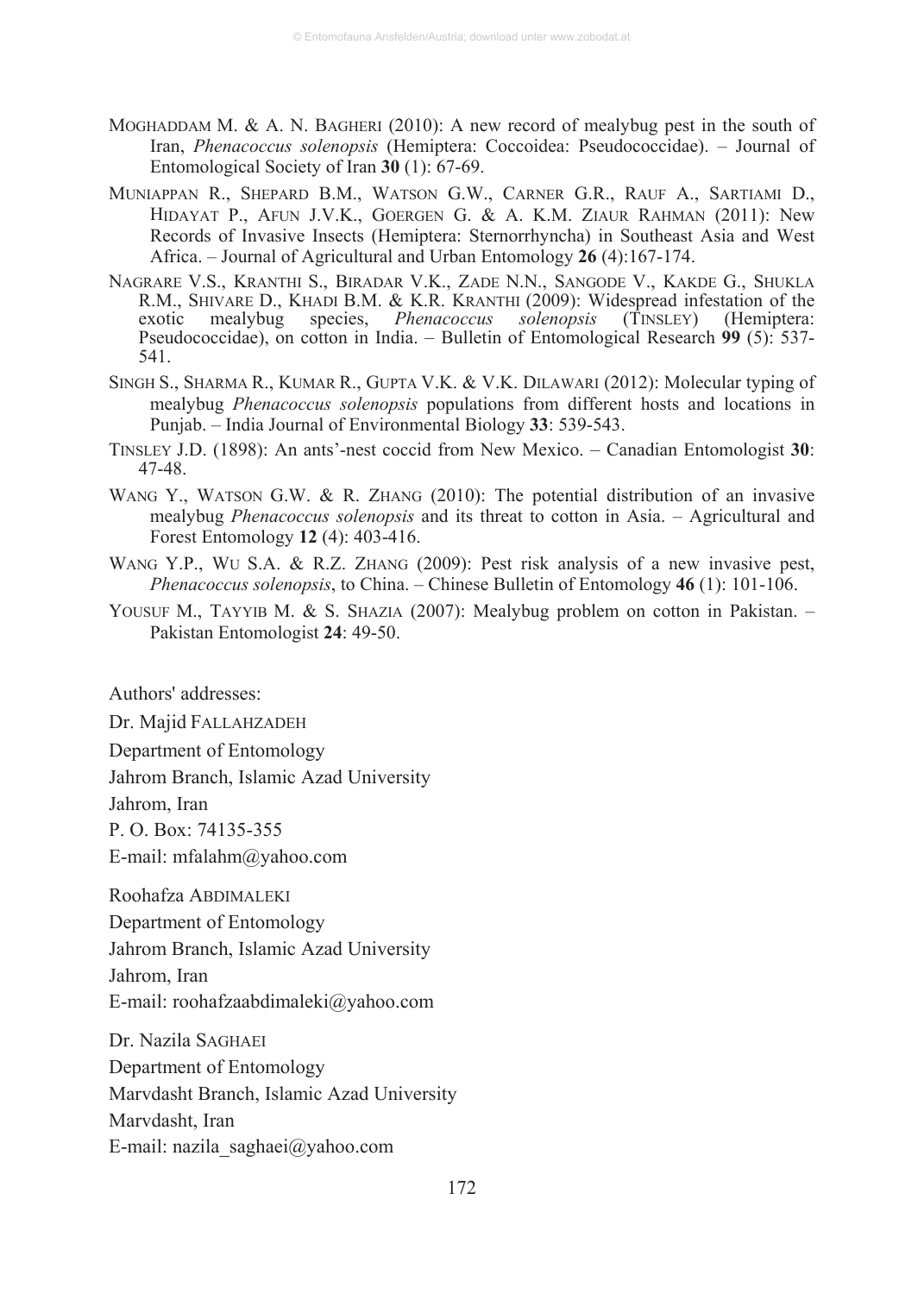MOGHADDAM M. & A. N. BAGHERI (2010): A new record of mealybug pest in the south of Iran, *Phenacoccus solenopsis* (Hemiptera: Coccoidea: Pseudococcidae). – Journal of Entomological Society of Iran **30** (1): 67-69.

MUNIAPPAN R., SHEPARD B.M., WATSON G.W., CARNER G.R., RAUF A., SARTIAMI D., HIDAYAT P., AFUN J.V.K., GOERGEN G. & A. K.M. ZIAUR RAHMAN (2011): New Records of Invasive Insects (Hemiptera: Sternorrhyncha) in Southeast Asia and West Africa. – Journal of Agricultural and Urban Entomology **26** (4):167-174.

NAGRARE V.S., KRANTHI S., BIRADAR V.K., ZADE N.N., SANGODE V., KAKDE G., SHUKLA R.M., SHIVARE D., KHADI B.M. & K.R. KRANTHI (2009): Widespread infestation of the exotic mealybug species, *Phenacoccus solenopsis* (TINSLEY) (Hemiptera: Pseudococcidae), on cotton in India. – Bulletin of Entomological Research **99** (5): 537-541.

SINGH S., SHARMA R., KUMAR R., GUPTA V.K. & V.K. DILAWARI (2012): Molecular typing of mealybug *Phenacoccus solenopsis* populations from different hosts and locations in Punjab. – India Journal of Environmental Biology **33**: 539-543.

TINSLEY J.D. (1898): An ants'-nest coccid from New Mexico. – Canadian Entomologist **30**: 47-48.

WANG Y., WATSON G.W. & R. ZHANG (2010): The potential distribution of an invasive mealybug *Phenacoccus solenopsis* and its threat to cotton in Asia. – Agricultural and Forest Entomology **12** (4): 403-416.

WANG Y.P., WU S.A. & R.Z. ZHANG (2009): Pest risk analysis of a new invasive pest, *Phenacoccus solenopsis*, to China. – Chinese Bulletin of Entomology **46** (1): 101-106.

YOUSUF M., TAYYIB M. & S. SHAZIA (2007): Mealybug problem on cotton in Pakistan. – Pakistan Entomologist **24**: 49-50.

Authors' addresses:

Dr. Majid FALLAHZADEH
Department of Entomology
Jahrom Branch, Islamic Azad University
Jahrom, Iran
P. O. Box: 74135-355
E-mail: mfalahm@yahoo.com

Roohafza ABDIMALEKI
Department of Entomology
Jahrom Branch, Islamic Azad University
Jahrom, Iran
E-mail: roohafzaabdimaleki@yahoo.com

Dr. Nazila SAGHAEI
Department of Entomology
Marvdasht Branch, Islamic Azad University
Marvdasht, Iran
E-mail: nazila_saghaei@yahoo.com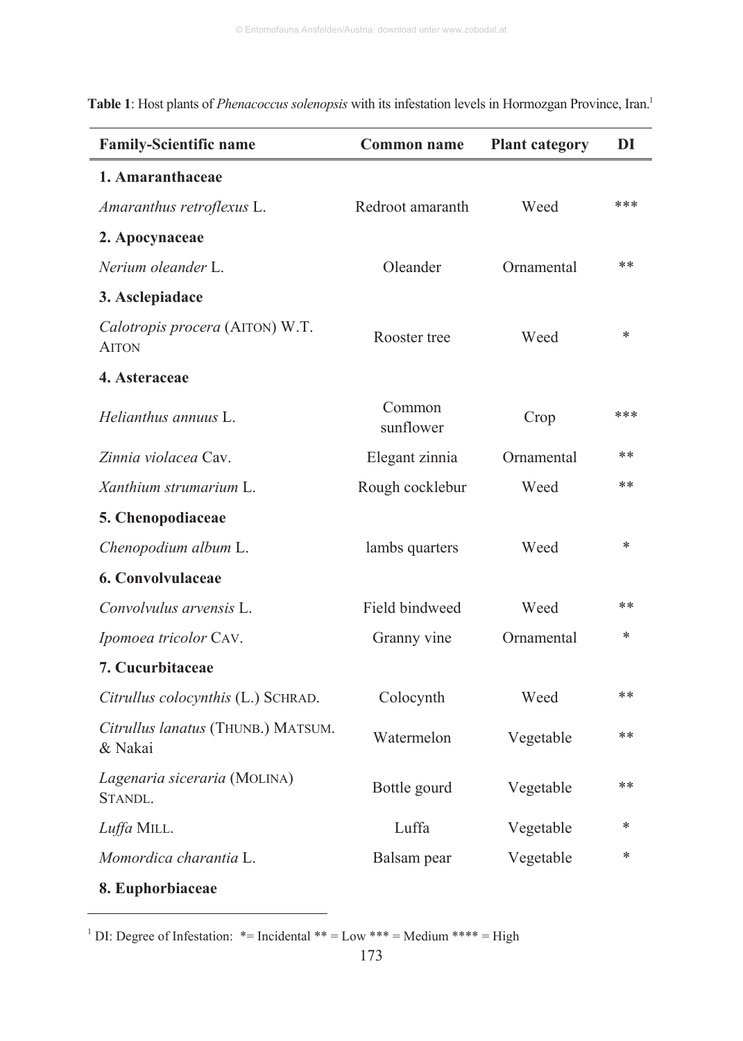**Table 1**: Host plants of *Phenacoccus solenopsis* with its infestation levels in Hormozgan Province, Iran.[1]

| Family-Scientific name | Common name | Plant category | DI |
|---|---|---|---|
| **1. Amaranthaceae** | | | |
| *Amaranthus retroflexus* L. | Redroot amaranth | Weed | *** |
| **2. Apocynaceae** | | | |
| *Nerium oleander* L. | Oleander | Ornamental | ** |
| **3. Asclepiadace** | | | |
| *Calotropis procera* (AITON) W.T. AITON | Rooster tree | Weed | * |
| **4. Asteraceae** | | | |
| *Helianthus annuus* L. | Common sunflower | Crop | *** |
| *Zinnia violacea* Cav. | Elegant zinnia | Ornamental | ** |
| *Xanthium strumarium* L. | Rough cocklebur | Weed | ** |
| **5. Chenopodiaceae** | | | |
| *Chenopodium album* L. | lambs quarters | Weed | * |
| **6. Convolvulaceae** | | | |
| *Convolvulus arvensis* L. | Field bindweed | Weed | ** |
| *Ipomoea tricolor* CAV. | Granny vine | Ornamental | * |
| **7. Cucurbitaceae** | | | |
| *Citrullus colocynthis* (L.) SCHRAD. | Colocynth | Weed | ** |
| *Citrullus lanatus* (THUNB.) MATSUM. & Nakai | Watermelon | Vegetable | ** |
| *Lagenaria siceraria* (MOLINA) STANDL. | Bottle gourd | Vegetable | ** |
| *Luffa* MILL. | Luffa | Vegetable | * |
| *Momordica charantia* L. | Balsam pear | Vegetable | * |
| **8. Euphorbiaceae** | | | |

[1] DI: Degree of Infestation: *= Incidental ** = Low *** = Medium **** = High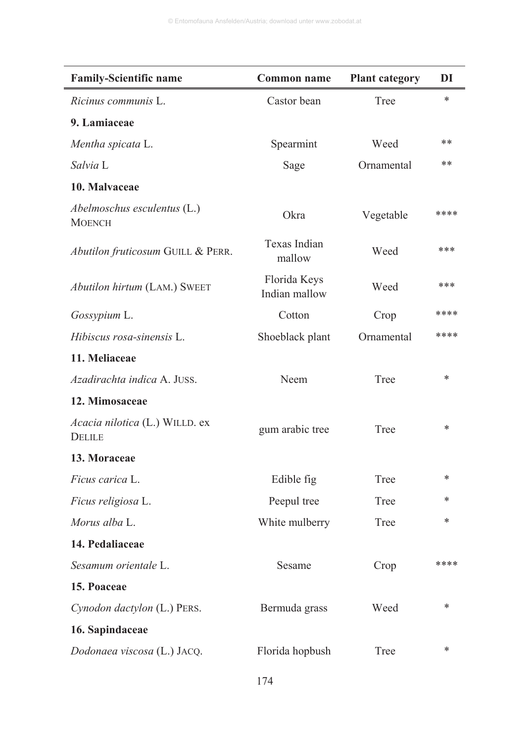| Family-Scientific name | Common name | Plant category | DI |
|---|---|---|---|
| *Ricinus communis* L. | Castor bean | Tree | * |
| **9. Lamiaceae** | | | |
| *Mentha spicata* L. | Spearmint | Weed | ** |
| *Salvia* L | Sage | Ornamental | ** |
| **10. Malvaceae** | | | |
| *Abelmoschus esculentus* (L.) MOENCH | Okra | Vegetable | **** |
| *Abutilon fruticosum* GUILL & PERR. | Texas Indian mallow | Weed | *** |
| *Abutilon hirtum* (LAM.) SWEET | Florida Keys Indian mallow | Weed | *** |
| *Gossypium* L. | Cotton | Crop | **** |
| *Hibiscus rosa-sinensis* L. | Shoeblack plant | Ornamental | **** |
| **11. Meliaceae** | | | |
| *Azadirachta indica* A. JUSS. | Neem | Tree | * |
| **12. Mimosaceae** | | | |
| *Acacia nilotica* (L.) WILLD. ex DELILE | gum arabic tree | Tree | * |
| **13. Moraceae** | | | |
| *Ficus carica* L. | Edible fig | Tree | * |
| *Ficus religiosa* L. | Peepul tree | Tree | * |
| *Morus alba* L. | White mulberry | Tree | * |
| **14. Pedaliaceae** | | | |
| *Sesamum orientale* L. | Sesame | Crop | **** |
| **15. Poaceae** | | | |
| *Cynodon dactylon* (L.) PERS. | Bermuda grass | Weed | * |
| **16. Sapindaceae** | | | |
| *Dodonaea viscosa* (L.) JACQ. | Florida hopbush | Tree | * |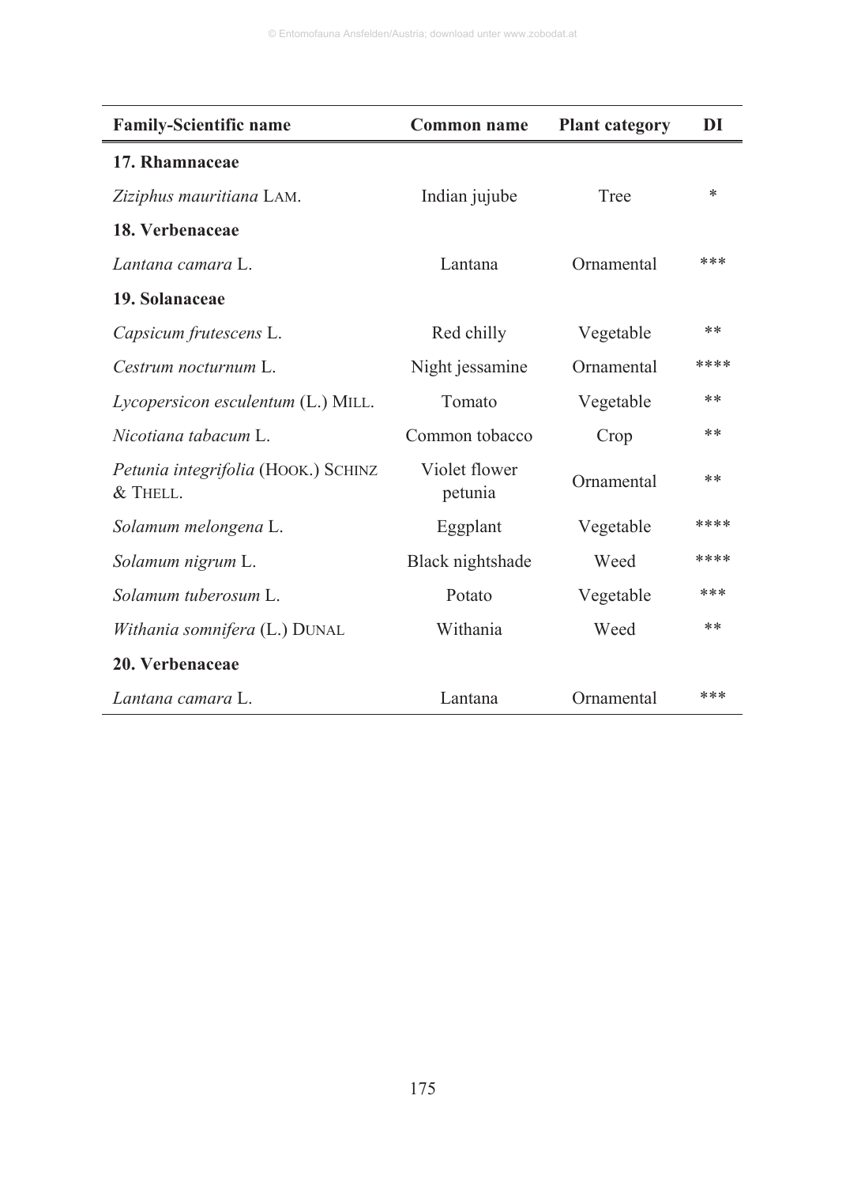| Family-Scientific name | Common name | Plant category | DI |
|---|---|---|---|
| **17. Rhamnaceae** | | | |
| *Ziziphus mauritiana* LAM. | Indian jujube | Tree | * |
| **18. Verbenaceae** | | | |
| *Lantana camara* L. | Lantana | Ornamental | *** |
| **19. Solanaceae** | | | |
| *Capsicum frutescens* L. | Red chilly | Vegetable | ** |
| *Cestrum nocturnum* L. | Night jessamine | Ornamental | **** |
| *Lycopersicon esculentum* (L.) MILL. | Tomato | Vegetable | ** |
| *Nicotiana tabacum* L. | Common tobacco | Crop | ** |
| *Petunia integrifolia* (HOOK.) SCHINZ & THELL. | Violet flower petunia | Ornamental | ** |
| *Solamum melongena* L. | Eggplant | Vegetable | **** |
| *Solamum nigrum* L. | Black nightshade | Weed | **** |
| *Solamum tuberosum* L. | Potato | Vegetable | *** |
| *Withania somnifera* (L.) DUNAL | Withania | Weed | ** |
| **20. Verbenaceae** | | | |
| *Lantana camara* L. | Lantana | Ornamental | *** |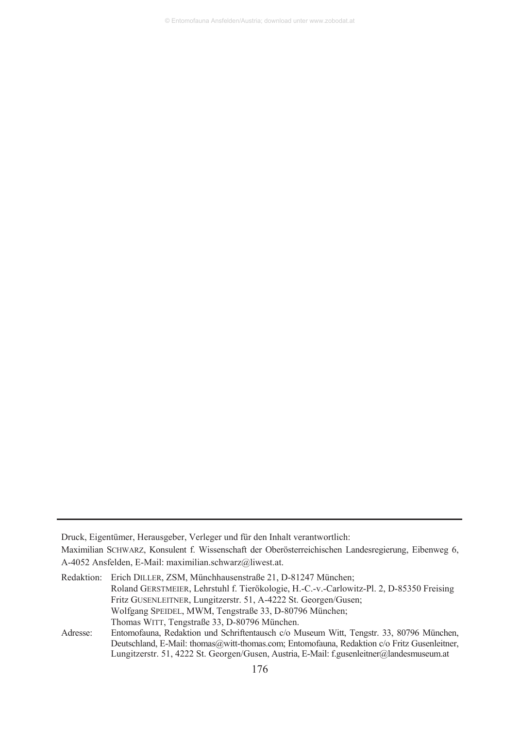Druck, Eigentümer, Herausgeber, Verleger und für den Inhalt verantwortlich:

Maximilian SCHWARZ, Konsulent f. Wissenschaft der Oberösterreichischen Landesregierung, Eibenweg 6, A-4052 Ansfelden, E-Mail: maximilian.schwarz@liwest.at.

Redaktion: Erich DILLER, ZSM, Münchhausenstraße 21, D-81247 München;
Roland GERSTMEIER, Lehrstuhl f. Tierökologie, H.-C.-v.-Carlowitz-Pl. 2, D-85350 Freising
Fritz GUSENLEITNER, Lungitzerstr. 51, A-4222 St. Georgen/Gusen;
Wolfgang SPEIDEL, MWM, Tengstraße 33, D-80796 München;
Thomas WITT, Tengstraße 33, D-80796 München.

Adresse: Entomofauna, Redaktion und Schriftentausch c/o Museum Witt, Tengstr. 33, 80796 München, Deutschland, E-Mail: thomas@witt-thomas.com; Entomofauna, Redaktion c/o Fritz Gusenleitner, Lungitzerstr. 51, 4222 St. Georgen/Gusen, Austria, E-Mail: f.gusenleitner@landesmuseum.at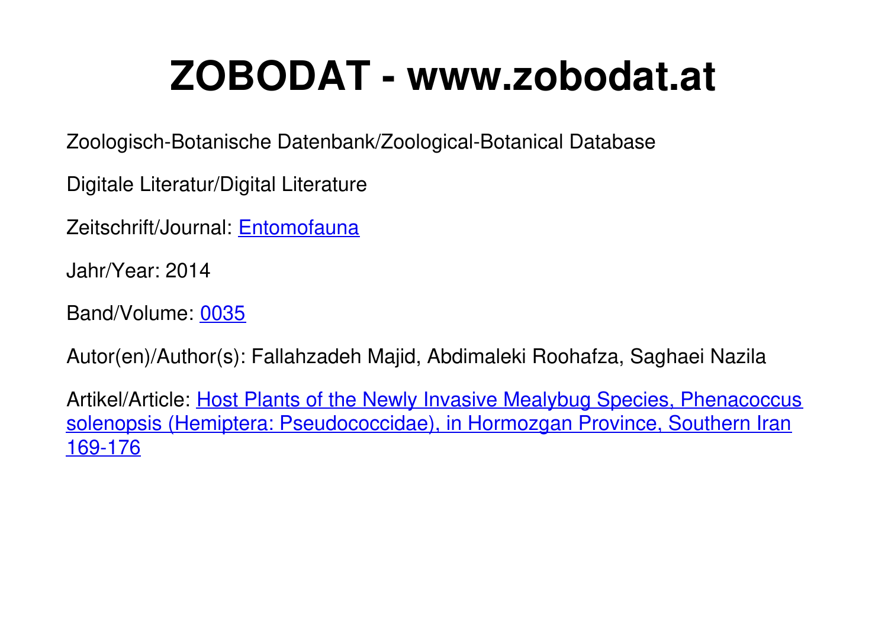# ZOBODAT - www.zobodat.at

Zoologisch-Botanische Datenbank/Zoological-Botanical Database

Digitale Literatur/Digital Literature

Zeitschrift/Journal: Entomofauna

Jahr/Year: 2014

Band/Volume: 0035

Autor(en)/Author(s): Fallahzadeh Majid, Abdimaleki Roohafza, Saghaei Nazila

Artikel/Article: Host Plants of the Newly Invasive Mealybug Species, Phenacoccus solenopsis (Hemiptera: Pseudococcidae), in Hormozgan Province, Southern Iran 169-176